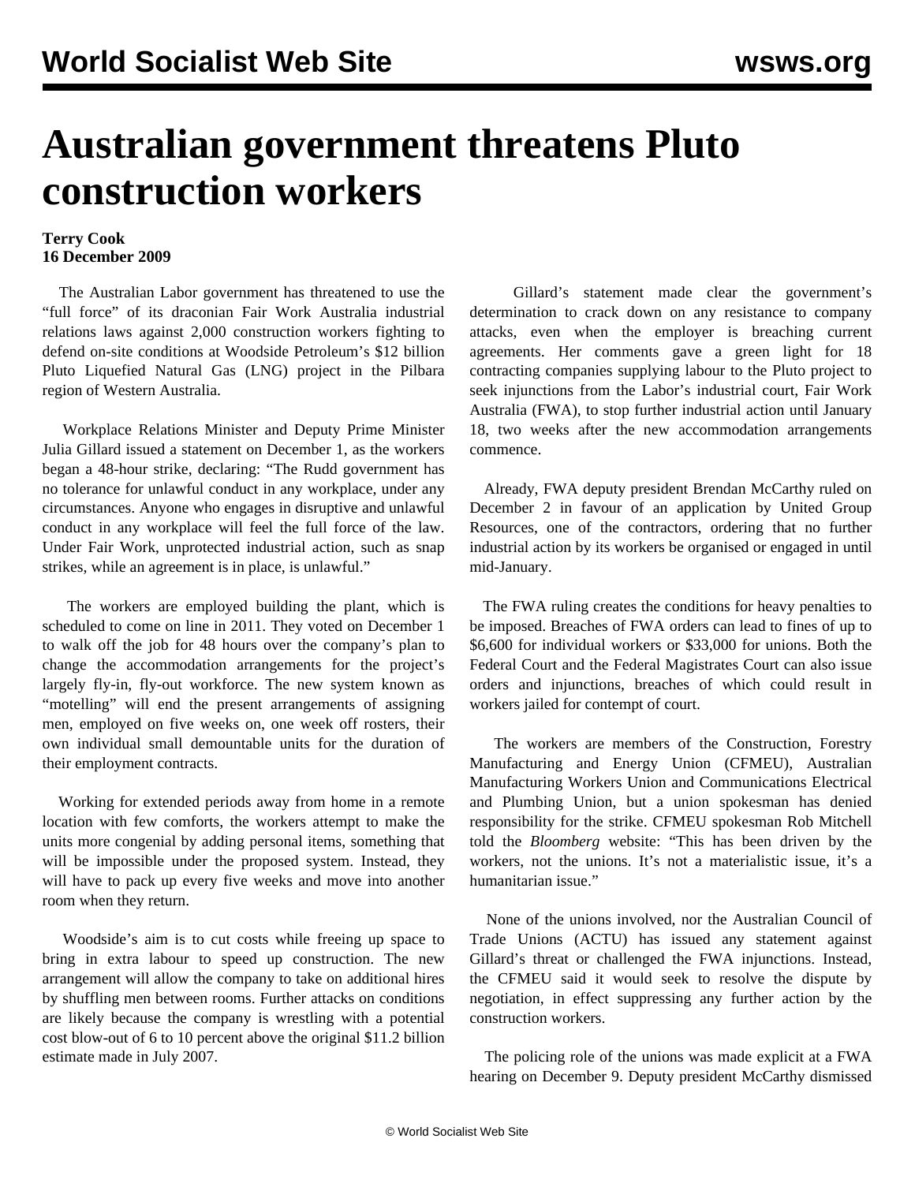# Australian government threatens Pluto construction workers

**Terry Cook**
**16 December 2009**

The Australian Labor government has threatened to use the "full force" of its draconian Fair Work Australia industrial relations laws against 2,000 construction workers fighting to defend on-site conditions at Woodside Petroleum's $12 billion Pluto Liquefied Natural Gas (LNG) project in the Pilbara region of Western Australia.

Workplace Relations Minister and Deputy Prime Minister Julia Gillard issued a statement on December 1, as the workers began a 48-hour strike, declaring: "The Rudd government has no tolerance for unlawful conduct in any workplace, under any circumstances. Anyone who engages in disruptive and unlawful conduct in any workplace will feel the full force of the law. Under Fair Work, unprotected industrial action, such as snap strikes, while an agreement is in place, is unlawful."

The workers are employed building the plant, which is scheduled to come on line in 2011. They voted on December 1 to walk off the job for 48 hours over the company's plan to change the accommodation arrangements for the project's largely fly-in, fly-out workforce. The new system known as "motelling" will end the present arrangements of assigning men, employed on five weeks on, one week off rosters, their own individual small demountable units for the duration of their employment contracts.

Working for extended periods away from home in a remote location with few comforts, the workers attempt to make the units more congenial by adding personal items, something that will be impossible under the proposed system. Instead, they will have to pack up every five weeks and move into another room when they return.

Woodside's aim is to cut costs while freeing up space to bring in extra labour to speed up construction. The new arrangement will allow the company to take on additional hires by shuffling men between rooms. Further attacks on conditions are likely because the company is wrestling with a potential cost blow-out of 6 to 10 percent above the original $11.2 billion estimate made in July 2007.

Gillard's statement made clear the government's determination to crack down on any resistance to company attacks, even when the employer is breaching current agreements. Her comments gave a green light for 18 contracting companies supplying labour to the Pluto project to seek injunctions from the Labor's industrial court, Fair Work Australia (FWA), to stop further industrial action until January 18, two weeks after the new accommodation arrangements commence.

Already, FWA deputy president Brendan McCarthy ruled on December 2 in favour of an application by United Group Resources, one of the contractors, ordering that no further industrial action by its workers be organised or engaged in until mid-January.

The FWA ruling creates the conditions for heavy penalties to be imposed. Breaches of FWA orders can lead to fines of up to $6,600 for individual workers or $33,000 for unions. Both the Federal Court and the Federal Magistrates Court can also issue orders and injunctions, breaches of which could result in workers jailed for contempt of court.

The workers are members of the Construction, Forestry Manufacturing and Energy Union (CFMEU), Australian Manufacturing Workers Union and Communications Electrical and Plumbing Union, but a union spokesman has denied responsibility for the strike. CFMEU spokesman Rob Mitchell told the *Bloomberg* website: "This has been driven by the workers, not the unions. It's not a materialistic issue, it's a humanitarian issue."

None of the unions involved, nor the Australian Council of Trade Unions (ACTU) has issued any statement against Gillard's threat or challenged the FWA injunctions. Instead, the CFMEU said it would seek to resolve the dispute by negotiation, in effect suppressing any further action by the construction workers.

The policing role of the unions was made explicit at a FWA hearing on December 9. Deputy president McCarthy dismissed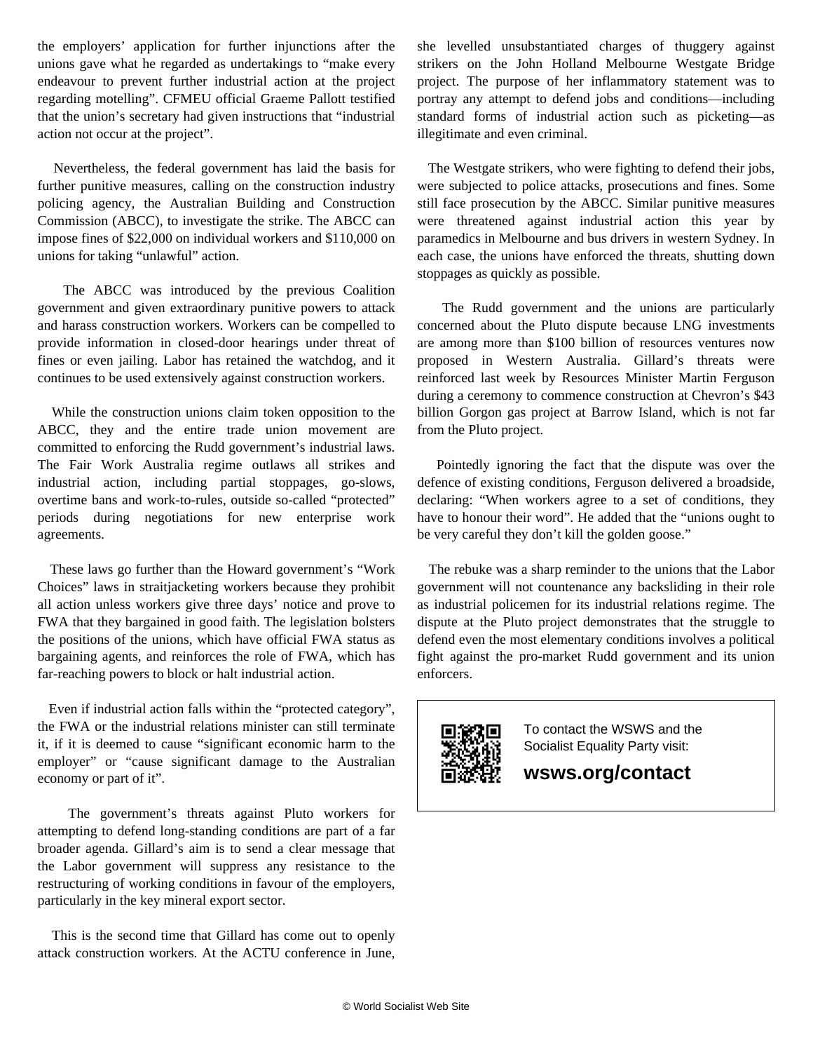the employers' application for further injunctions after the unions gave what he regarded as undertakings to "make every endeavour to prevent further industrial action at the project regarding motelling". CFMEU official Graeme Pallott testified that the union's secretary had given instructions that "industrial action not occur at the project".

Nevertheless, the federal government has laid the basis for further punitive measures, calling on the construction industry policing agency, the Australian Building and Construction Commission (ABCC), to investigate the strike. The ABCC can impose fines of $22,000 on individual workers and $110,000 on unions for taking "unlawful" action.

The ABCC was introduced by the previous Coalition government and given extraordinary punitive powers to attack and harass construction workers. Workers can be compelled to provide information in closed-door hearings under threat of fines or even jailing. Labor has retained the watchdog, and it continues to be used extensively against construction workers.

While the construction unions claim token opposition to the ABCC, they and the entire trade union movement are committed to enforcing the Rudd government's industrial laws. The Fair Work Australia regime outlaws all strikes and industrial action, including partial stoppages, go-slows, overtime bans and work-to-rules, outside so-called "protected" periods during negotiations for new enterprise work agreements.

These laws go further than the Howard government's "Work Choices" laws in straitjacketing workers because they prohibit all action unless workers give three days' notice and prove to FWA that they bargained in good faith. The legislation bolsters the positions of the unions, which have official FWA status as bargaining agents, and reinforces the role of FWA, which has far-reaching powers to block or halt industrial action.

Even if industrial action falls within the "protected category", the FWA or the industrial relations minister can still terminate it, if it is deemed to cause "significant economic harm to the employer" or "cause significant damage to the Australian economy or part of it".

The government's threats against Pluto workers for attempting to defend long-standing conditions are part of a far broader agenda. Gillard's aim is to send a clear message that the Labor government will suppress any resistance to the restructuring of working conditions in favour of the employers, particularly in the key mineral export sector.

This is the second time that Gillard has come out to openly attack construction workers. At the ACTU conference in June, she levelled unsubstantiated charges of thuggery against strikers on the John Holland Melbourne Westgate Bridge project. The purpose of her inflammatory statement was to portray any attempt to defend jobs and conditions—including standard forms of industrial action such as picketing—as illegitimate and even criminal.

The Westgate strikers, who were fighting to defend their jobs, were subjected to police attacks, prosecutions and fines. Some still face prosecution by the ABCC. Similar punitive measures were threatened against industrial action this year by paramedics in Melbourne and bus drivers in western Sydney. In each case, the unions have enforced the threats, shutting down stoppages as quickly as possible.

The Rudd government and the unions are particularly concerned about the Pluto dispute because LNG investments are among more than $100 billion of resources ventures now proposed in Western Australia. Gillard's threats were reinforced last week by Resources Minister Martin Ferguson during a ceremony to commence construction at Chevron's $43 billion Gorgon gas project at Barrow Island, which is not far from the Pluto project.

Pointedly ignoring the fact that the dispute was over the defence of existing conditions, Ferguson delivered a broadside, declaring: "When workers agree to a set of conditions, they have to honour their word". He added that the "unions ought to be very careful they don't kill the golden goose."

The rebuke was a sharp reminder to the unions that the Labor government will not countenance any backsliding in their role as industrial policemen for its industrial relations regime. The dispute at the Pluto project demonstrates that the struggle to defend even the most elementary conditions involves a political fight against the pro-market Rudd government and its union enforcers.

To contact the WSWS and the Socialist Equality Party visit:

**wsws.org/contact**